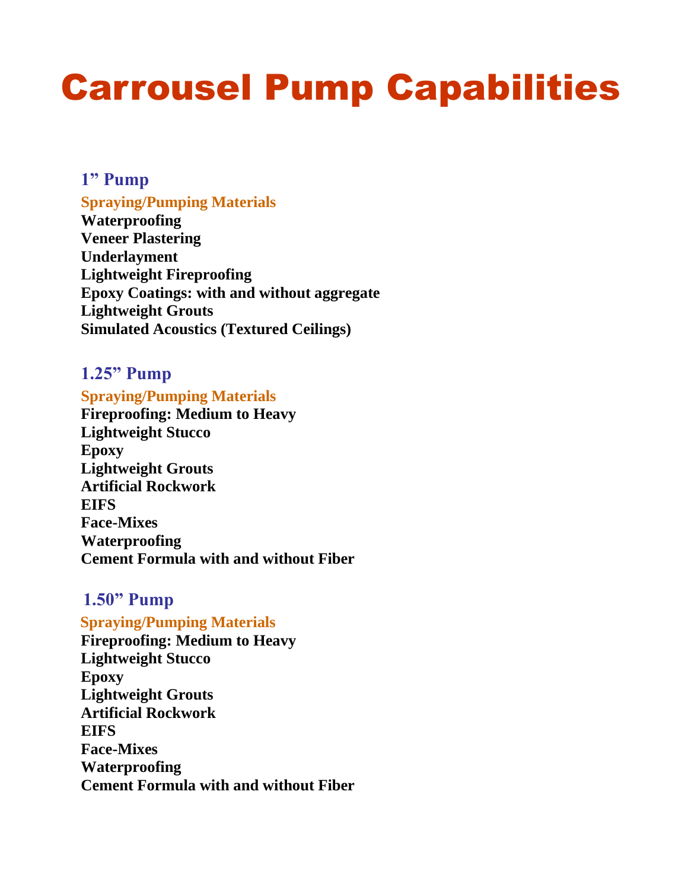# Carrousel Pump Capabilities

## 1" Pump

### Spraying/Pumping Materials

**Waterproofing**
**Veneer Plastering**
**Underlayment**
**Lightweight Fireproofing**
**Epoxy Coatings: with and without aggregate**
**Lightweight Grouts**
**Simulated Acoustics (Textured Ceilings)**

## 1.25" Pump

### Spraying/Pumping Materials

**Fireproofing: Medium to Heavy**
**Lightweight Stucco**
**Epoxy**
**Lightweight Grouts**
**Artificial Rockwork**
**EIFS**
**Face-Mixes**
**Waterproofing**
**Cement Formula with and without Fiber**

## 1.50" Pump

### Spraying/Pumping Materials

**Fireproofing: Medium to Heavy**
**Lightweight Stucco**
**Epoxy**
**Lightweight Grouts**
**Artificial Rockwork**
**EIFS**
**Face-Mixes**
**Waterproofing**
**Cement Formula with and without Fiber**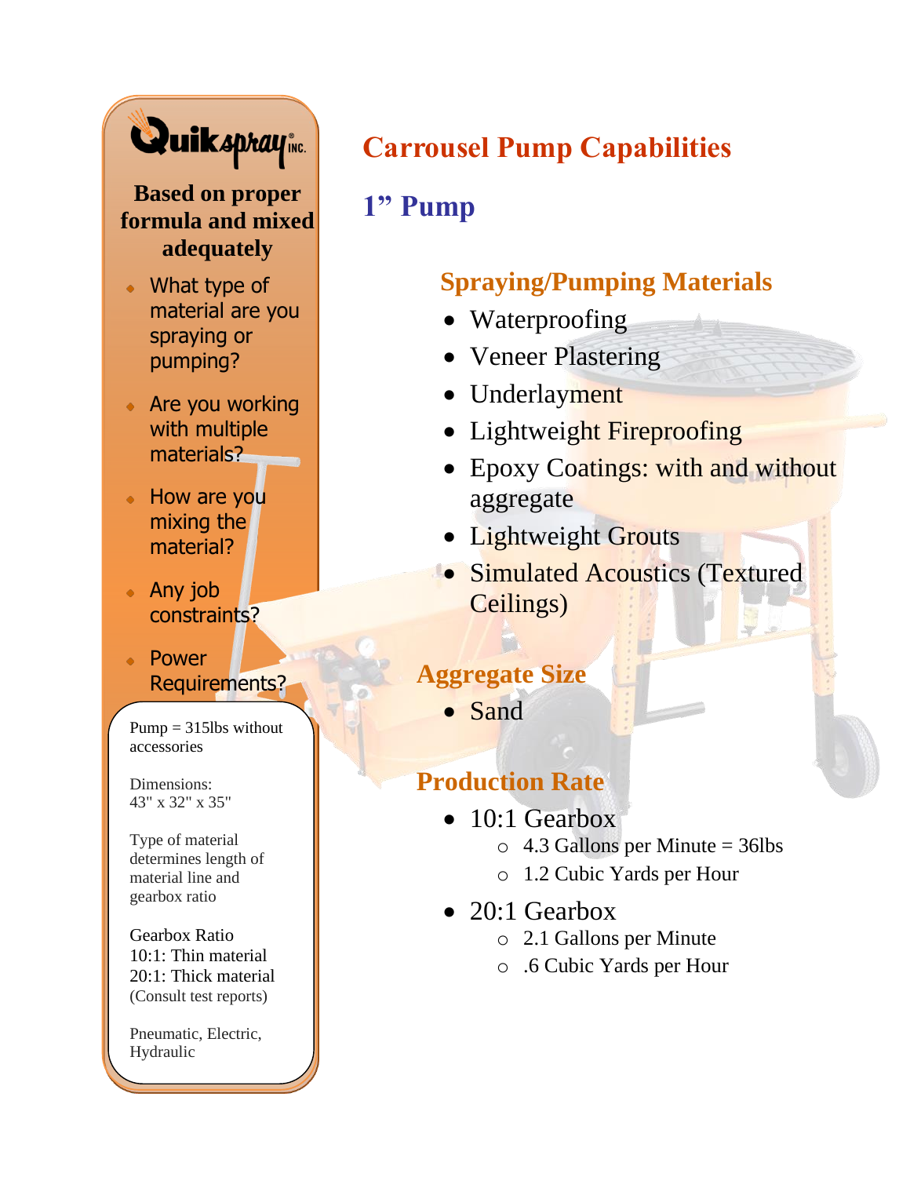Quikspray INC.

**Based on proper formula and mixed adequately**

- What type of material are you spraying or pumping?
- Are you working with multiple materials?
- How are you mixing the material?
- Any job constraints?
- Power Requirements?

Pump = 315lbs without accessories

Dimensions:
43" x 32" x 35"

Type of material determines length of material line and gearbox ratio

Gearbox Ratio
10:1: Thin material
20:1: Thick material
(Consult test reports)

Pneumatic, Electric, Hydraulic

# Carrousel Pump Capabilities

## 1" Pump

### Spraying/Pumping Materials

- Waterproofing
- Veneer Plastering
- Underlayment
- Lightweight Fireproofing
- Epoxy Coatings: with and without aggregate
- Lightweight Grouts
- Simulated Acoustics (Textured Ceilings)

### Aggregate Size

- Sand

### Production Rate

- 10:1 Gearbox
  - 4.3 Gallons per Minute = 36lbs
  - 1.2 Cubic Yards per Hour
- 20:1 Gearbox
  - 2.1 Gallons per Minute
  - .6 Cubic Yards per Hour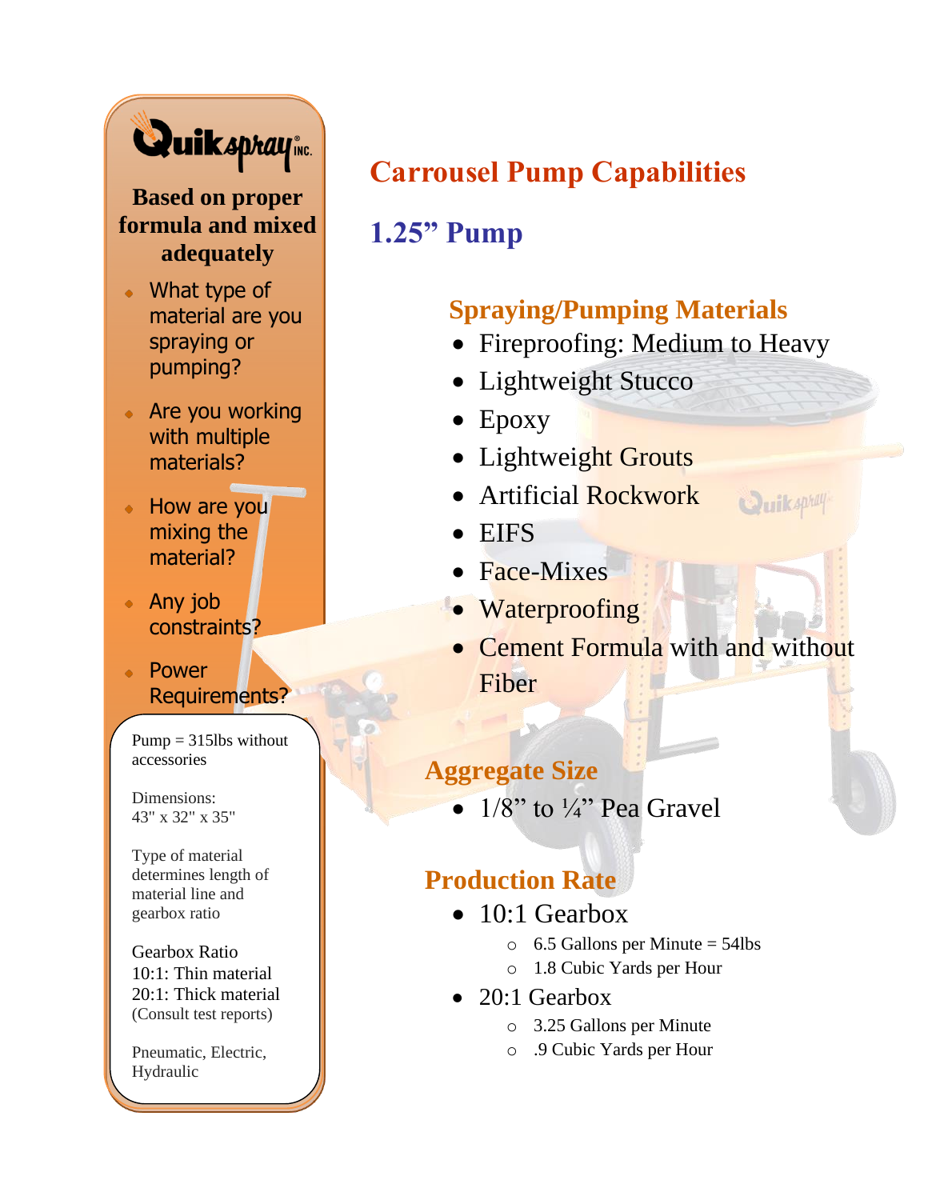Quikspray INC.

**Based on proper formula and mixed adequately**

- What type of material are you spraying or pumping?
- Are you working with multiple materials?
- How are you mixing the material?
- Any job constraints?
- Power Requirements?

Pump = 315lbs without accessories

Dimensions:
43" x 32" x 35"

Type of material determines length of material line and gearbox ratio

Gearbox Ratio
10:1: Thin material
20:1: Thick material
(Consult test reports)

Pneumatic, Electric, Hydraulic

# Carrousel Pump Capabilities

## 1.25" Pump

### Spraying/Pumping Materials

- Fireproofing: Medium to Heavy
- Lightweight Stucco
- Epoxy
- Lightweight Grouts
- Artificial Rockwork
- EIFS
- Face-Mixes
- Waterproofing
- Cement Formula with and without Fiber

### Aggregate Size

- 1/8" to ¼" Pea Gravel

### Production Rate

- 10:1 Gearbox
  - 6.5 Gallons per Minute = 54lbs
  - 1.8 Cubic Yards per Hour
- 20:1 Gearbox
  - 3.25 Gallons per Minute
  - .9 Cubic Yards per Hour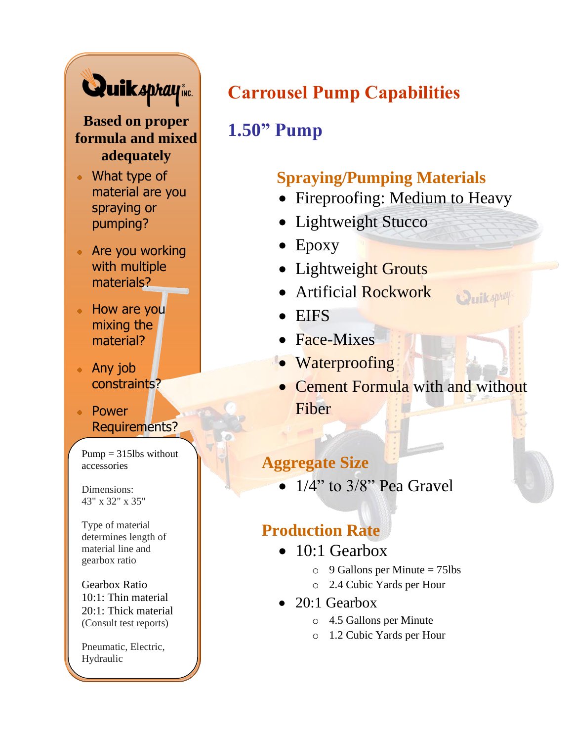Quikspray INC.

**Based on proper formula and mixed adequately**

- What type of material are you spraying or pumping?
- Are you working with multiple materials?
- How are you mixing the material?
- Any job constraints?
- Power Requirements?

Pump = 315lbs without accessories

Dimensions:
43" x 32" x 35"

Type of material determines length of material line and gearbox ratio

Gearbox Ratio
10:1: Thin material
20:1: Thick material
(Consult test reports)

Pneumatic, Electric, Hydraulic

# Carrousel Pump Capabilities

## 1.50" Pump

### Spraying/Pumping Materials

- Fireproofing: Medium to Heavy
- Lightweight Stucco
- Epoxy
- Lightweight Grouts
- Artificial Rockwork
- EIFS
- Face-Mixes
- Waterproofing
- Cement Formula with and without Fiber

### Aggregate Size

- 1/4" to 3/8" Pea Gravel

### Production Rate

- 10:1 Gearbox
  - 9 Gallons per Minute = 75lbs
  - 2.4 Cubic Yards per Hour
- 20:1 Gearbox
  - 4.5 Gallons per Minute
  - 1.2 Cubic Yards per Hour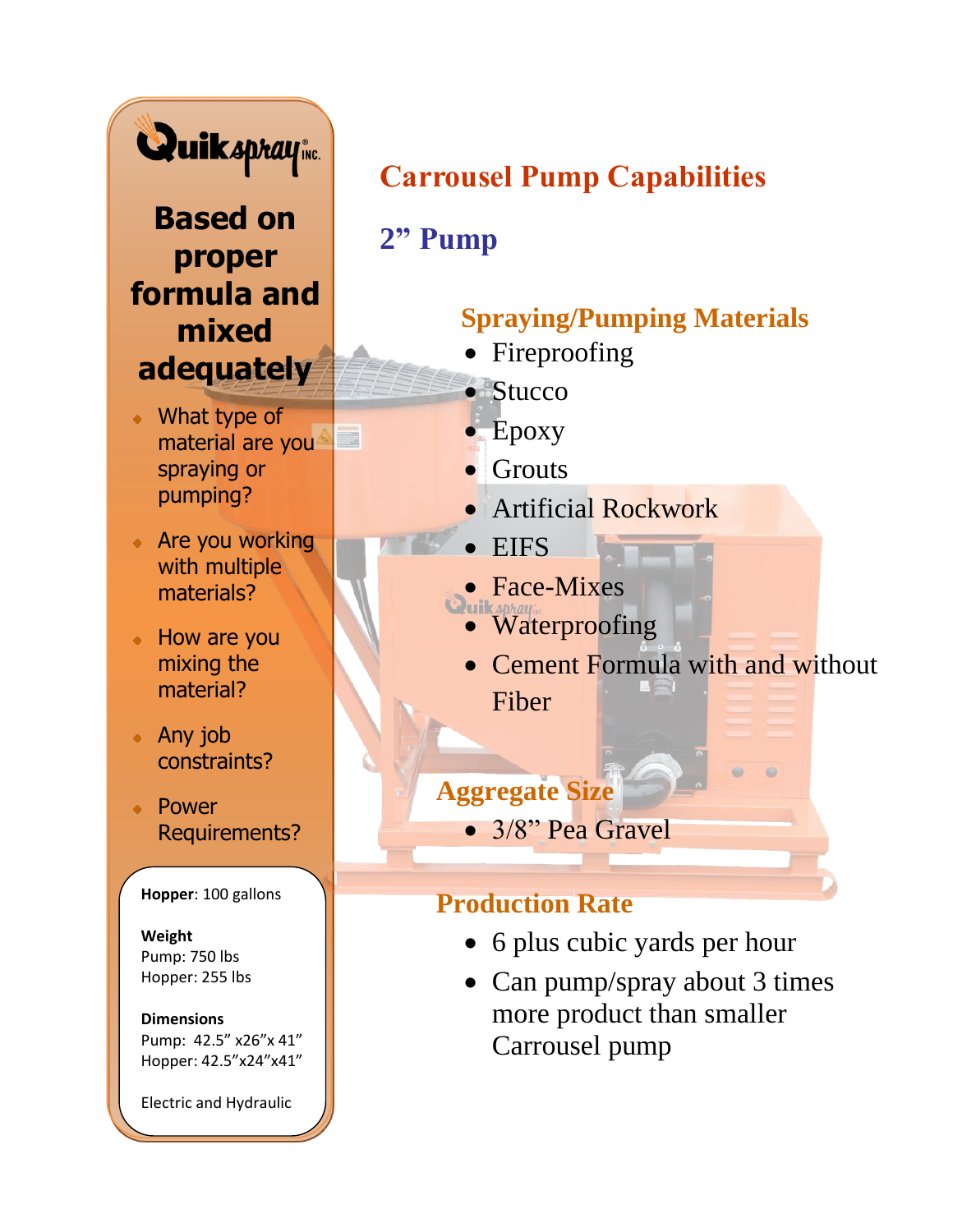Quikspray INC.

## Based on proper formula and mixed adequately

- What type of material are you spraying or pumping?
- Are you working with multiple materials?
- How are you mixing the material?
- Any job constraints?
- Power Requirements?

**Hopper**: 100 gallons

**Weight**
Pump: 750 lbs
Hopper: 255 lbs

**Dimensions**
Pump: 42.5" x26"x 41"
Hopper: 42.5"x24"x41"

Electric and Hydraulic

# Carrousel Pump Capabilities

## 2" Pump

### Spraying/Pumping Materials

- Fireproofing
- Stucco
- Epoxy
- Grouts
- Artificial Rockwork
- EIFS
- Face-Mixes
- Waterproofing
- Cement Formula with and without Fiber

### Aggregate Size

- 3/8" Pea Gravel

### Production Rate

- 6 plus cubic yards per hour
- Can pump/spray about 3 times more product than smaller Carrousel pump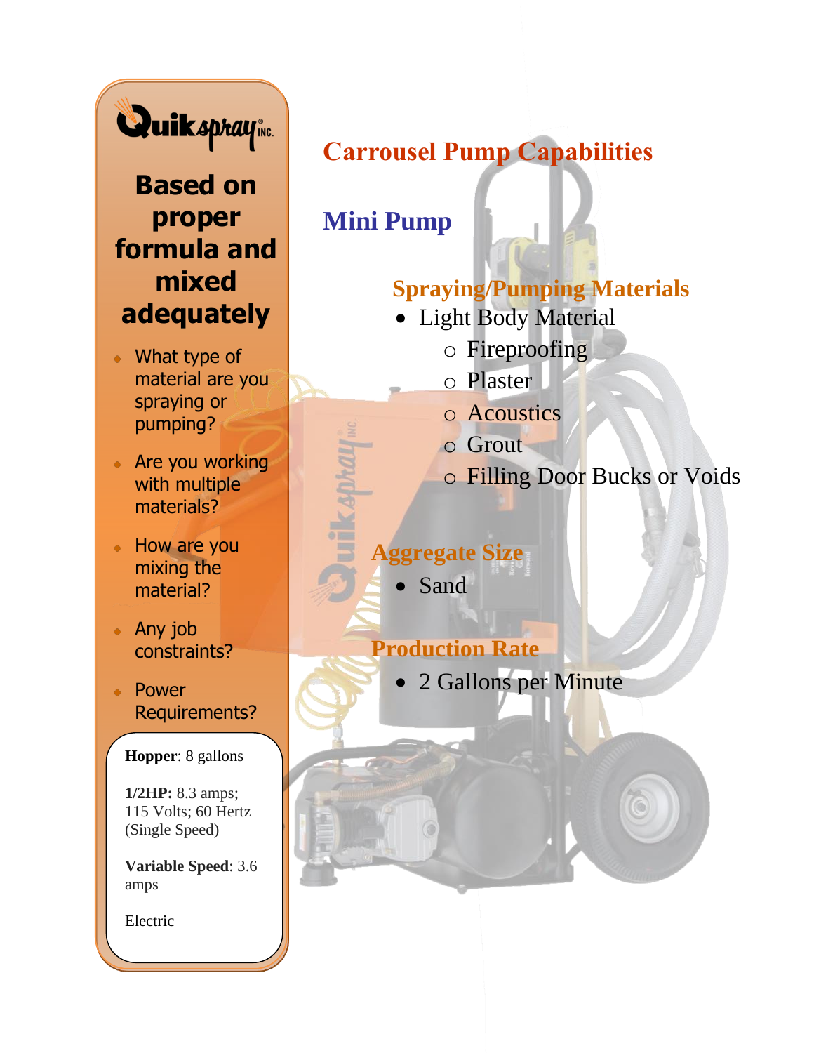**Quikspray INC.**

## Based on proper formula and mixed adequately

- What type of material are you spraying or pumping?
- Are you working with multiple materials?
- How are you mixing the material?
- Any job constraints?
- Power Requirements?

**Hopper**: 8 gallons

**1/2HP:** 8.3 amps; 115 Volts; 60 Hertz (Single Speed)

**Variable Speed**: 3.6 amps

Electric

# Carrousel Pump Capabilities

## Mini Pump

### Spraying/Pumping Materials

- Light Body Material
  - Fireproofing
  - Plaster
  - Acoustics
  - Grout
  - Filling Door Bucks or Voids

### Aggregate Size

- Sand

### Production Rate

- 2 Gallons per Minute